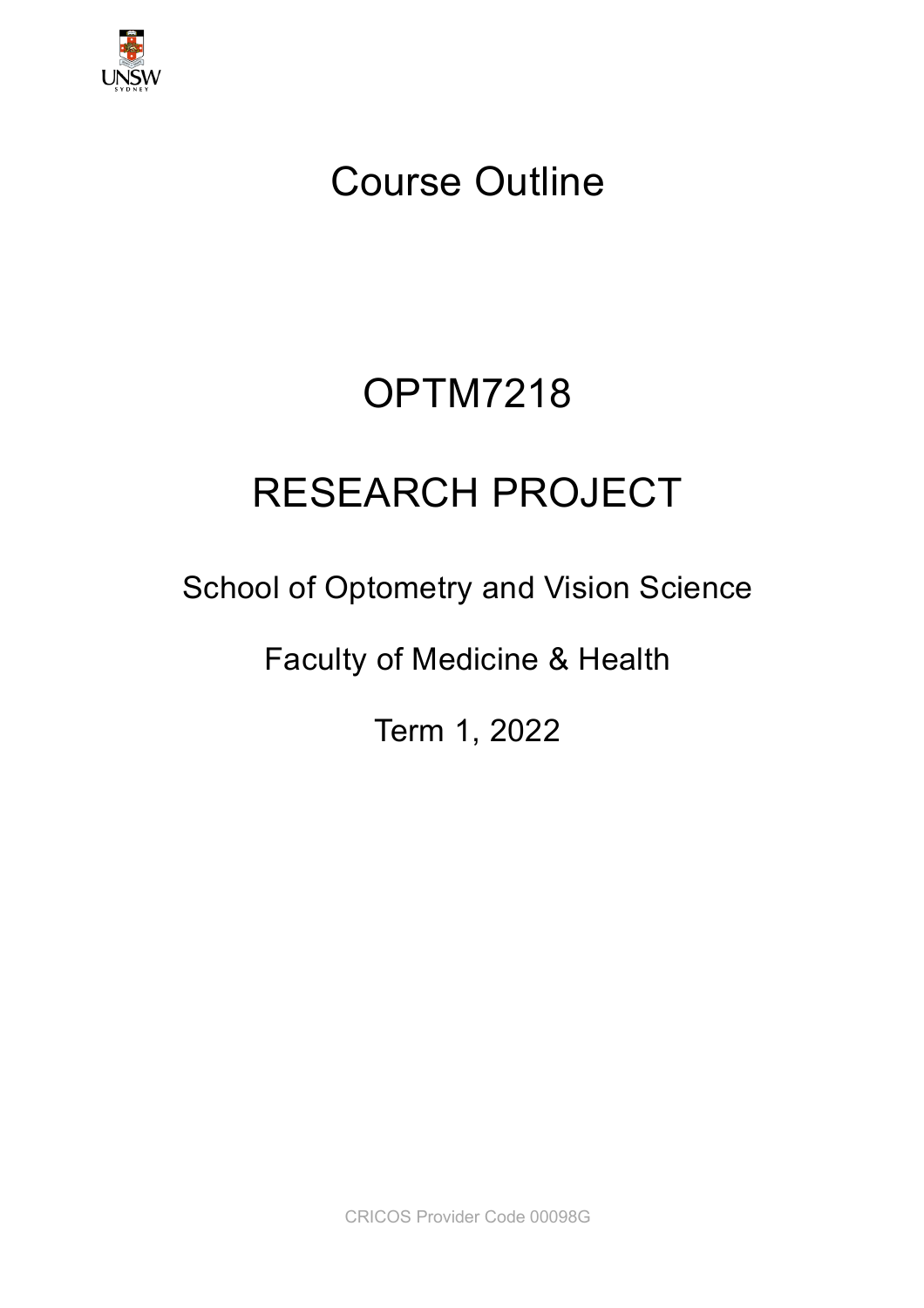# Course Outline

# OPTM7218

# RESEARCH PROJECT

School of Optometry and Vision Science

Faculty of Medicine & Health

Term 1, 2022

CRICOS Provider Code 00098G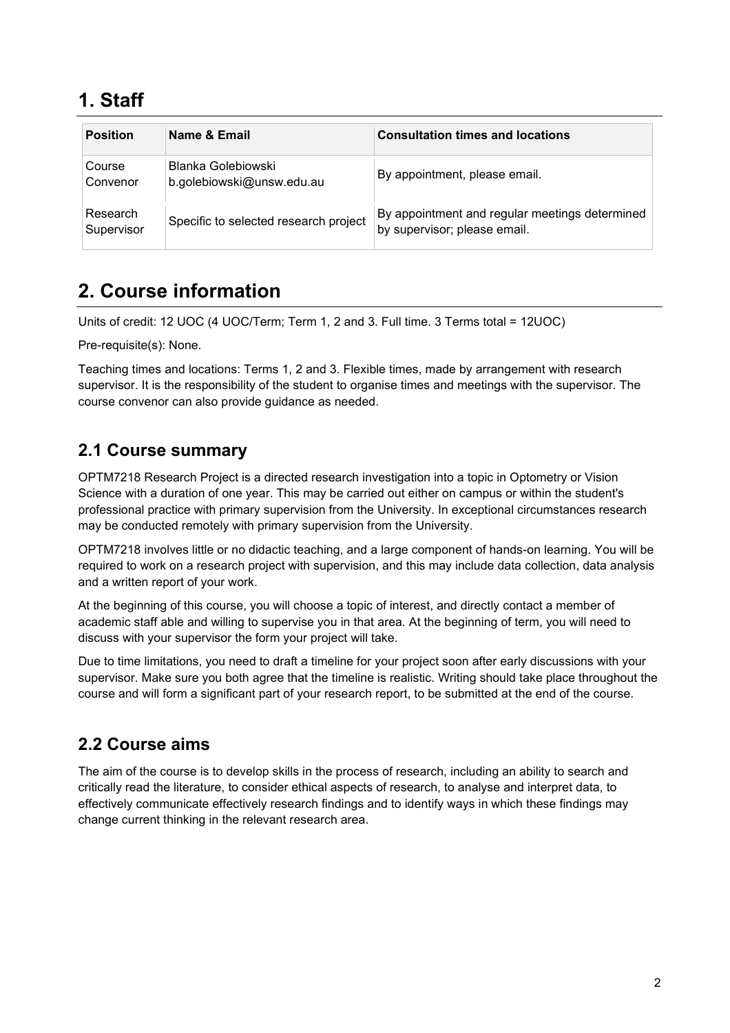# 1. Staff

| Position | Name & Email | Consultation times and locations |
| --- | --- | --- |
| Course Convenor | Blanka Golebiowski b.golebiowski@unsw.edu.au | By appointment, please email. |
| Research Supervisor | Specific to selected research project | By appointment and regular meetings determined by supervisor; please email. |

# 2. Course information

Units of credit: 12 UOC (4 UOC/Term; Term 1, 2 and 3. Full time. 3 Terms total = 12UOC)

Pre-requisite(s): None.

Teaching times and locations: Terms 1, 2 and 3. Flexible times, made by arrangement with research supervisor. It is the responsibility of the student to organise times and meetings with the supervisor. The course convenor can also provide guidance as needed.

## 2.1 Course summary

OPTM7218 Research Project is a directed research investigation into a topic in Optometry or Vision Science with a duration of one year. This may be carried out either on campus or within the student's professional practice with primary supervision from the University. In exceptional circumstances research may be conducted remotely with primary supervision from the University.

OPTM7218 involves little or no didactic teaching, and a large component of hands-on learning. You will be required to work on a research project with supervision, and this may include data collection, data analysis and a written report of your work.

At the beginning of this course, you will choose a topic of interest, and directly contact a member of academic staff able and willing to supervise you in that area. At the beginning of term, you will need to discuss with your supervisor the form your project will take.

Due to time limitations, you need to draft a timeline for your project soon after early discussions with your supervisor. Make sure you both agree that the timeline is realistic. Writing should take place throughout the course and will form a significant part of your research report, to be submitted at the end of the course.

## 2.2 Course aims

The aim of the course is to develop skills in the process of research, including an ability to search and critically read the literature, to consider ethical aspects of research, to analyse and interpret data, to effectively communicate effectively research findings and to identify ways in which these findings may change current thinking in the relevant research area.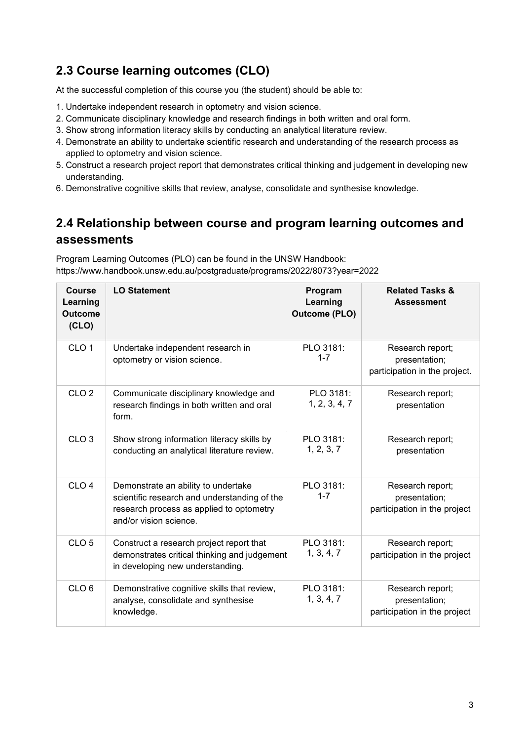## 2.3 Course learning outcomes (CLO)

At the successful completion of this course you (the student) should be able to:

1. Undertake independent research in optometry and vision science.
2. Communicate disciplinary knowledge and research findings in both written and oral form.
3. Show strong information literacy skills by conducting an analytical literature review.
4. Demonstrate an ability to undertake scientific research and understanding of the research process as applied to optometry and vision science.
5. Construct a research project report that demonstrates critical thinking and judgement in developing new understanding.
6. Demonstrative cognitive skills that review, analyse, consolidate and synthesise knowledge.

## 2.4 Relationship between course and program learning outcomes and assessments

Program Learning Outcomes (PLO) can be found in the UNSW Handbook: https://www.handbook.unsw.edu.au/postgraduate/programs/2022/8073?year=2022

| Course Learning Outcome (CLO) | LO Statement | Program Learning Outcome (PLO) | Related Tasks & Assessment |
|---|---|---|---|
| CLO 1 | Undertake independent research in optometry or vision science. | PLO 3181: 1-7 | Research report; presentation; participation in the project. |
| CLO 2 | Communicate disciplinary knowledge and research findings in both written and oral form. | PLO 3181: 1, 2, 3, 4, 7 | Research report; presentation |
| CLO 3 | Show strong information literacy skills by conducting an analytical literature review. | PLO 3181: 1, 2, 3, 7 | Research report; presentation |
| CLO 4 | Demonstrate an ability to undertake scientific research and understanding of the research process as applied to optometry and/or vision science. | PLO 3181: 1-7 | Research report; presentation; participation in the project |
| CLO 5 | Construct a research project report that demonstrates critical thinking and judgement in developing new understanding. | PLO 3181: 1, 3, 4, 7 | Research report; participation in the project |
| CLO 6 | Demonstrative cognitive skills that review, analyse, consolidate and synthesise knowledge. | PLO 3181: 1, 3, 4, 7 | Research report; presentation; participation in the project |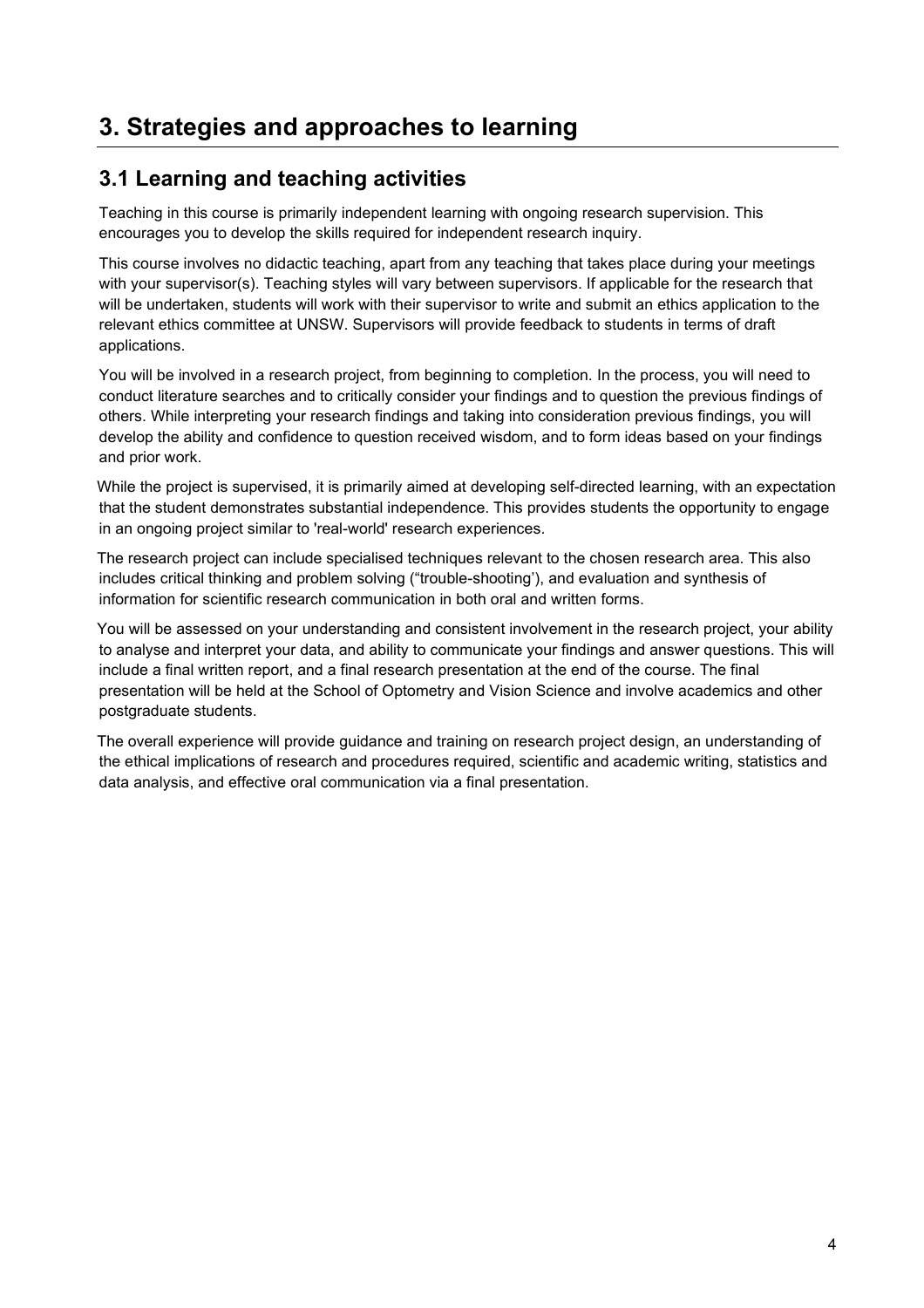# 3. Strategies and approaches to learning

## 3.1 Learning and teaching activities

Teaching in this course is primarily independent learning with ongoing research supervision. This encourages you to develop the skills required for independent research inquiry.

This course involves no didactic teaching, apart from any teaching that takes place during your meetings with your supervisor(s). Teaching styles will vary between supervisors. If applicable for the research that will be undertaken, students will work with their supervisor to write and submit an ethics application to the relevant ethics committee at UNSW. Supervisors will provide feedback to students in terms of draft applications.

You will be involved in a research project, from beginning to completion. In the process, you will need to conduct literature searches and to critically consider your findings and to question the previous findings of others. While interpreting your research findings and taking into consideration previous findings, you will develop the ability and confidence to question received wisdom, and to form ideas based on your findings and prior work.

While the project is supervised, it is primarily aimed at developing self-directed learning, with an expectation that the student demonstrates substantial independence. This provides students the opportunity to engage in an ongoing project similar to 'real-world' research experiences.

The research project can include specialised techniques relevant to the chosen research area. This also includes critical thinking and problem solving ("trouble-shooting'), and evaluation and synthesis of information for scientific research communication in both oral and written forms.

You will be assessed on your understanding and consistent involvement in the research project, your ability to analyse and interpret your data, and ability to communicate your findings and answer questions. This will include a final written report, and a final research presentation at the end of the course. The final presentation will be held at the School of Optometry and Vision Science and involve academics and other postgraduate students.

The overall experience will provide guidance and training on research project design, an understanding of the ethical implications of research and procedures required, scientific and academic writing, statistics and data analysis, and effective oral communication via a final presentation.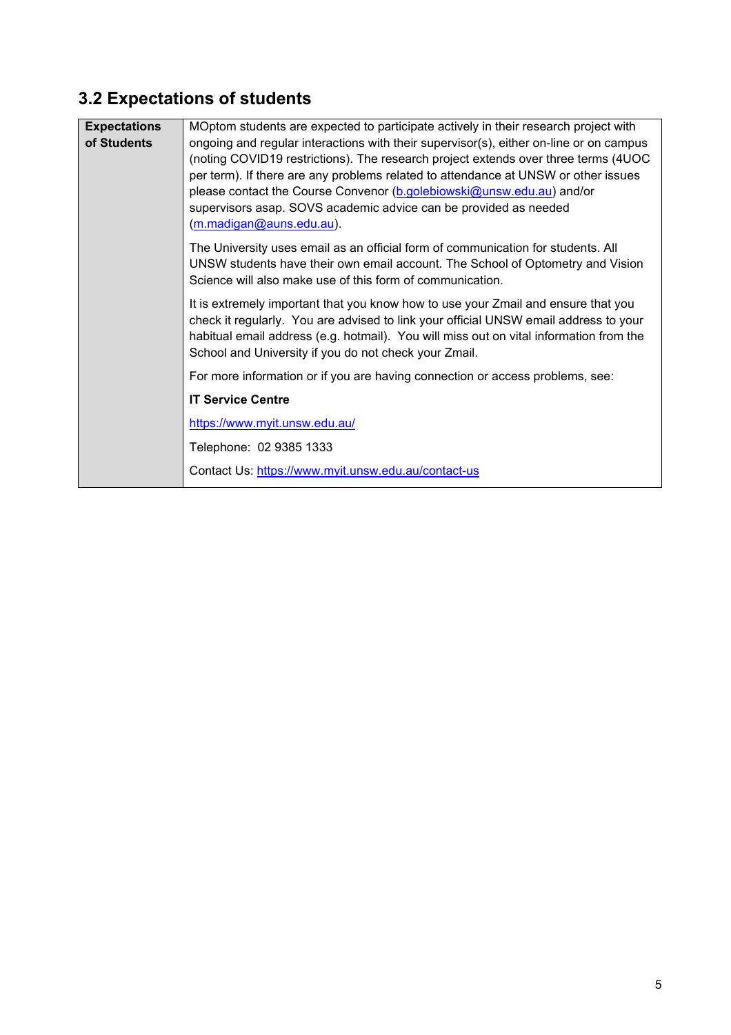## 3.2 Expectations of students

| **Expectations of Students** | MOptom students are expected to participate actively in their research project with ongoing and regular interactions with their supervisor(s), either on-line or on campus (noting COVID19 restrictions). The research project extends over three terms (4UOC per term). If there are any problems related to attendance at UNSW or other issues please contact the Course Convenor (b.golebiowski@unsw.edu.au) and/or supervisors asap. SOVS academic advice can be provided as needed (m.madigan@auns.edu.au).<br><br>The University uses email as an official form of communication for students. All UNSW students have their own email account. The School of Optometry and Vision Science will also make use of this form of communication.<br><br>It is extremely important that you know how to use your Zmail and ensure that you check it regularly. You are advised to link your official UNSW email address to your habitual email address (e.g. hotmail). You will miss out on vital information from the School and University if you do not check your Zmail.<br><br>For more information or if you are having connection or access problems, see:<br><br>**IT Service Centre**<br><br>https://www.myit.unsw.edu.au/<br><br>Telephone: 02 9385 1333<br><br>Contact Us: https://www.myit.unsw.edu.au/contact-us |
|---|---|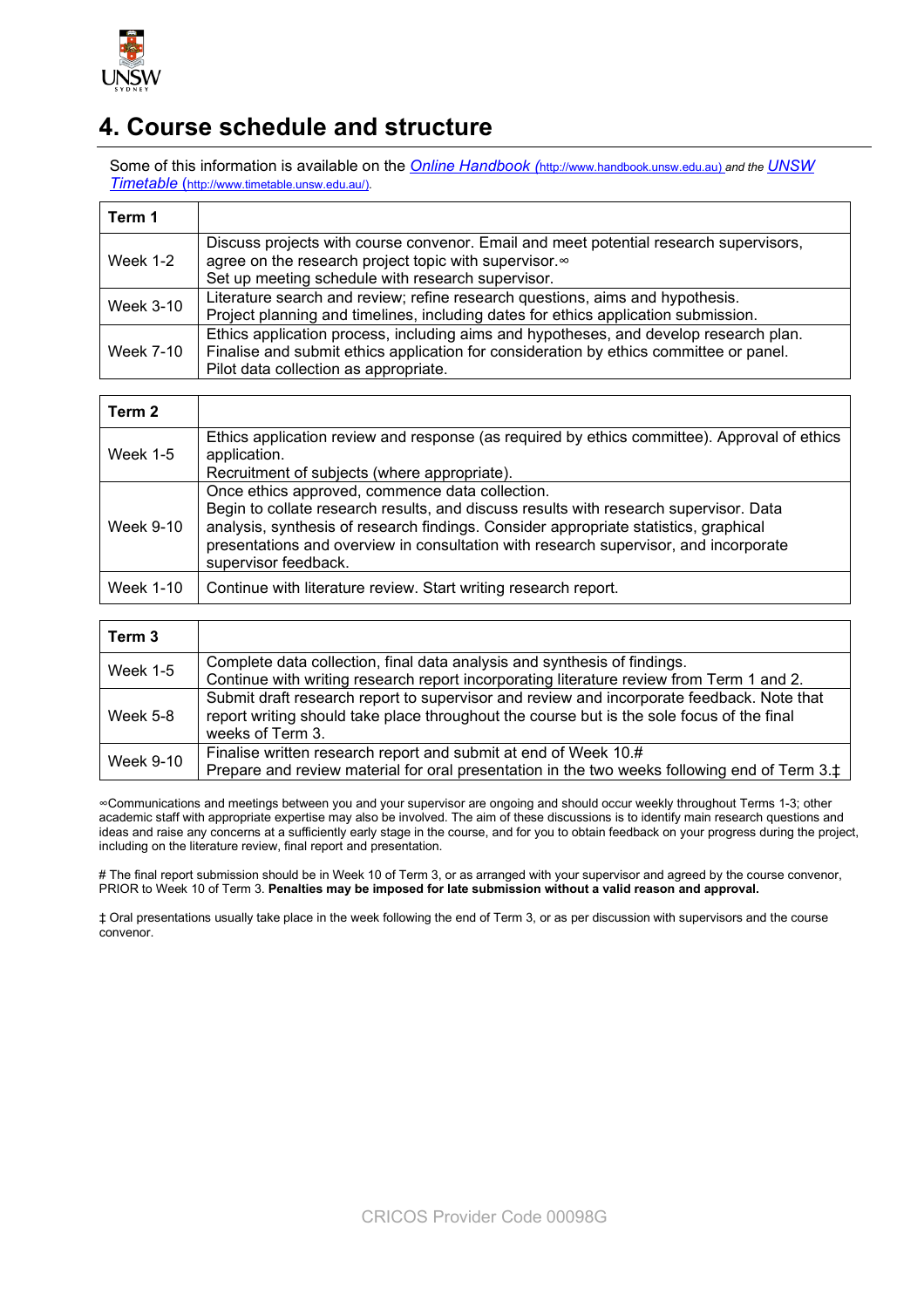# 4. Course schedule and structure

Some of this information is available on the *Online Handbook* (http://www.handbook.unsw.edu.au) *and the* *UNSW Timetable* (http://www.timetable.unsw.edu.au/).

| **Term 1** | |
|---|---|
| Week 1-2 | Discuss projects with course convenor. Email and meet potential research supervisors, agree on the research project topic with supervisor.∞<br>Set up meeting schedule with research supervisor. |
| Week 3-10 | Literature search and review; refine research questions, aims and hypothesis.<br>Project planning and timelines, including dates for ethics application submission. |
| Week 7-10 | Ethics application process, including aims and hypotheses, and develop research plan.<br>Finalise and submit ethics application for consideration by ethics committee or panel.<br>Pilot data collection as appropriate. |

| **Term 2** | |
|---|---|
| Week 1-5 | Ethics application review and response (as required by ethics committee). Approval of ethics application.<br>Recruitment of subjects (where appropriate). |
| Week 9-10 | Once ethics approved, commence data collection.<br>Begin to collate research results, and discuss results with research supervisor. Data analysis, synthesis of research findings. Consider appropriate statistics, graphical presentations and overview in consultation with research supervisor, and incorporate supervisor feedback. |
| Week 1-10 | Continue with literature review. Start writing research report. |

| **Term 3** | |
|---|---|
| Week 1-5 | Complete data collection, final data analysis and synthesis of findings.<br>Continue with writing research report incorporating literature review from Term 1 and 2. |
| Week 5-8 | Submit draft research report to supervisor and review and incorporate feedback. Note that report writing should take place throughout the course but is the sole focus of the final weeks of Term 3. |
| Week 9-10 | Finalise written research report and submit at end of Week 10.#<br>Prepare and review material for oral presentation in the two weeks following end of Term 3.‡ |

∞Communications and meetings between you and your supervisor are ongoing and should occur weekly throughout Terms 1-3; other academic staff with appropriate expertise may also be involved. The aim of these discussions is to identify main research questions and ideas and raise any concerns at a sufficiently early stage in the course, and for you to obtain feedback on your progress during the project, including on the literature review, final report and presentation.

# The final report submission should be in Week 10 of Term 3, or as arranged with your supervisor and agreed by the course convenor, PRIOR to Week 10 of Term 3. **Penalties may be imposed for late submission without a valid reason and approval.**

‡ Oral presentations usually take place in the week following the end of Term 3, or as per discussion with supervisors and the course convenor.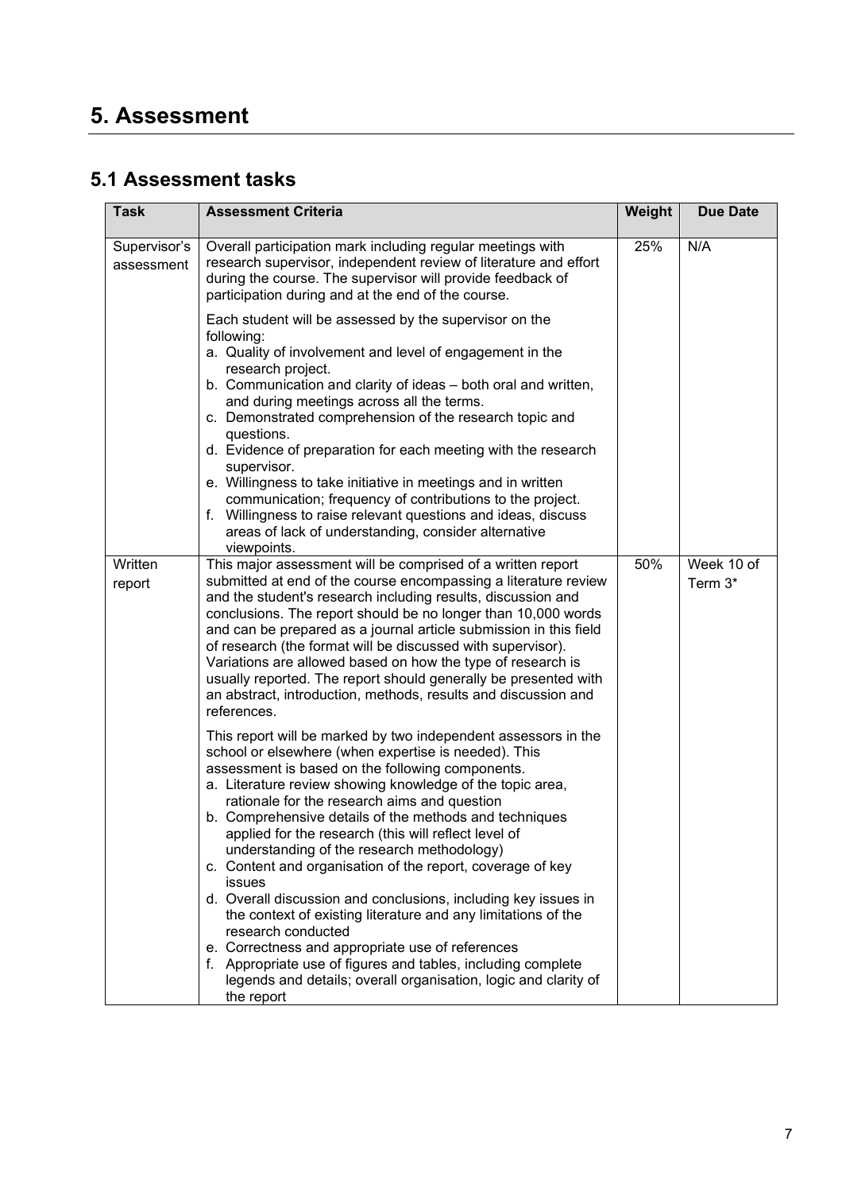# 5. Assessment

## 5.1 Assessment tasks

| Task | Assessment Criteria | Weight | Due Date |
| --- | --- | --- | --- |
| Supervisor's assessment | Overall participation mark including regular meetings with research supervisor, independent review of literature and effort during the course. The supervisor will provide feedback of participation during and at the end of the course.<br><br>Each student will be assessed by the supervisor on the following:<br>a. Quality of involvement and level of engagement in the research project.<br>b. Communication and clarity of ideas – both oral and written, and during meetings across all the terms.<br>c. Demonstrated comprehension of the research topic and questions.<br>d. Evidence of preparation for each meeting with the research supervisor.<br>e. Willingness to take initiative in meetings and in written communication; frequency of contributions to the project.<br>f. Willingness to raise relevant questions and ideas, discuss areas of lack of understanding, consider alternative viewpoints. | 25% | N/A |
| Written report | This major assessment will be comprised of a written report submitted at end of the course encompassing a literature review and the student's research including results, discussion and conclusions. The report should be no longer than 10,000 words and can be prepared as a journal article submission in this field of research (the format will be discussed with supervisor). Variations are allowed based on how the type of research is usually reported. The report should generally be presented with an abstract, introduction, methods, results and discussion and references.<br><br>This report will be marked by two independent assessors in the school or elsewhere (when expertise is needed). This assessment is based on the following components.<br>a. Literature review showing knowledge of the topic area, rationale for the research aims and question<br>b. Comprehensive details of the methods and techniques applied for the research (this will reflect level of understanding of the research methodology)<br>c. Content and organisation of the report, coverage of key issues<br>d. Overall discussion and conclusions, including key issues in the context of existing literature and any limitations of the research conducted<br>e. Correctness and appropriate use of references<br>f. Appropriate use of figures and tables, including complete legends and details; overall organisation, logic and clarity of the report | 50% | Week 10 of Term 3* |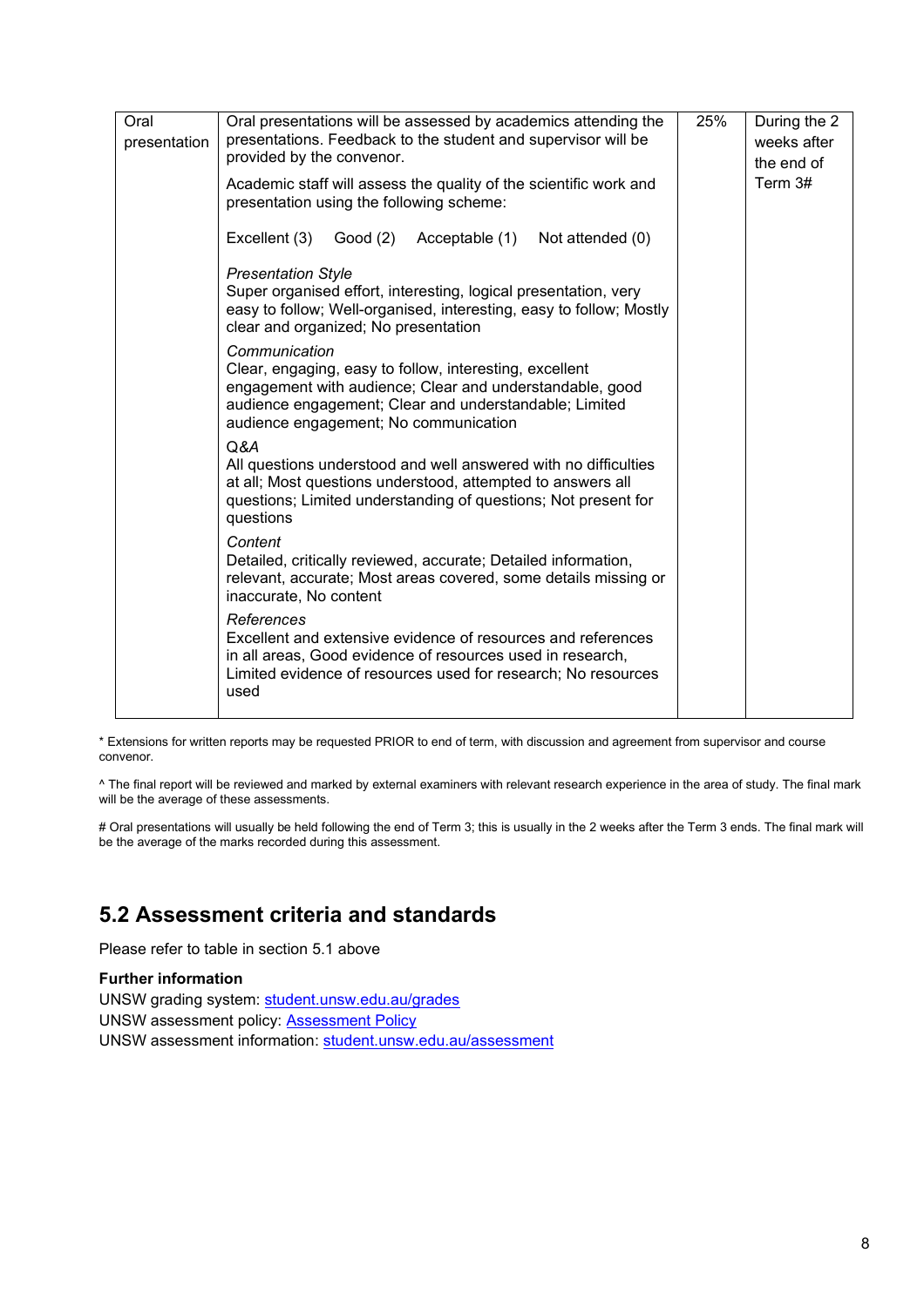| Oral presentation | Oral presentations will be assessed by academics attending the presentations. Feedback to the student and supervisor will be provided by the convenor.<br><br>Academic staff will assess the quality of the scientific work and presentation using the following scheme:<br><br>Excellent (3)    Good (2)    Acceptable (1)    Not attended (0)<br><br>*Presentation Style*<br>Super organised effort, interesting, logical presentation, very easy to follow; Well-organised, interesting, easy to follow; Mostly clear and organized; No presentation<br><br>*Communication*<br>Clear, engaging, easy to follow, interesting, excellent engagement with audience; Clear and understandable, good audience engagement; Clear and understandable; Limited audience engagement; No communication<br><br>*Q&A*<br>All questions understood and well answered with no difficulties at all; Most questions understood, attempted to answers all questions; Limited understanding of questions; Not present for questions<br><br>*Content*<br>Detailed, critically reviewed, accurate; Detailed information, relevant, accurate; Most areas covered, some details missing or inaccurate, No content<br><br>*References*<br>Excellent and extensive evidence of resources and references in all areas, Good evidence of resources used in research, Limited evidence of resources used for research; No resources used | 25% | During the 2 weeks after the end of Term 3# |
|---|---|---|---|

* Extensions for written reports may be requested PRIOR to end of term, with discussion and agreement from supervisor and course convenor.

^ The final report will be reviewed and marked by external examiners with relevant research experience in the area of study. The final mark will be the average of these assessments.

# Oral presentations will usually be held following the end of Term 3; this is usually in the 2 weeks after the Term 3 ends. The final mark will be the average of the marks recorded during this assessment.

## 5.2 Assessment criteria and standards

Please refer to table in section 5.1 above

**Further information**

UNSW grading system: student.unsw.edu.au/grades
UNSW assessment policy: Assessment Policy
UNSW assessment information: student.unsw.edu.au/assessment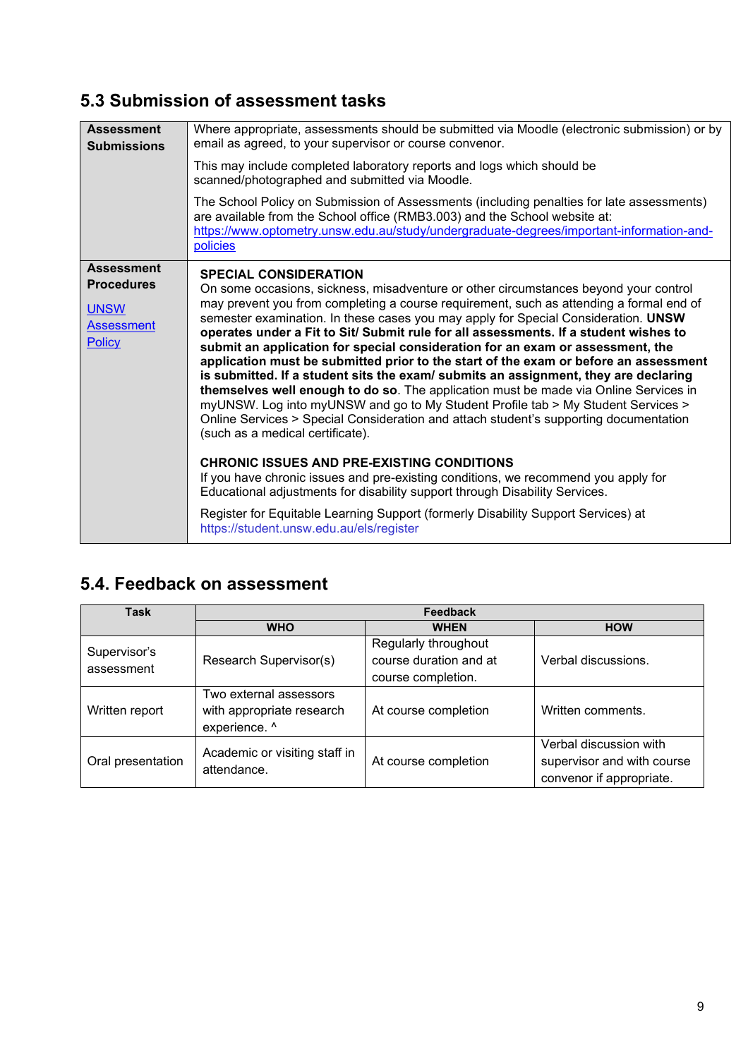## 5.3 Submission of assessment tasks

| | |
|---|---|
| **Assessment Submissions** | Where appropriate, assessments should be submitted via Moodle (electronic submission) or by email as agreed, to your supervisor or course convenor.<br><br>This may include completed laboratory reports and logs which should be scanned/photographed and submitted via Moodle.<br><br>The School Policy on Submission of Assessments (including penalties for late assessments) are available from the School office (RMB3.003) and the School website at: https://www.optometry.unsw.edu.au/study/undergraduate-degrees/important-information-and-policies |
| **Assessment Procedures**<br><br>UNSW Assessment Policy | **SPECIAL CONSIDERATION**<br>On some occasions, sickness, misadventure or other circumstances beyond your control may prevent you from completing a course requirement, such as attending a formal end of semester examination. In these cases you may apply for Special Consideration. **UNSW operates under a Fit to Sit/ Submit rule for all assessments. If a student wishes to submit an application for special consideration for an exam or assessment, the application must be submitted prior to the start of the exam or before an assessment is submitted. If a student sits the exam/ submits an assignment, they are declaring themselves well enough to do so**. The application must be made via Online Services in myUNSW. Log into myUNSW and go to My Student Profile tab > My Student Services > Online Services > Special Consideration and attach student's supporting documentation (such as a medical certificate).<br><br>**CHRONIC ISSUES AND PRE-EXISTING CONDITIONS**<br>If you have chronic issues and pre-existing conditions, we recommend you apply for Educational adjustments for disability support through Disability Services.<br><br>Register for Equitable Learning Support (formerly Disability Support Services) at https://student.unsw.edu.au/els/register |

## 5.4. Feedback on assessment

| Task | Feedback | | |
|---|---|---|---|
| | **WHO** | **WHEN** | **HOW** |
| Supervisor's assessment | Research Supervisor(s) | Regularly throughout course duration and at course completion. | Verbal discussions. |
| Written report | Two external assessors with appropriate research experience. ^ | At course completion | Written comments. |
| Oral presentation | Academic or visiting staff in attendance. | At course completion | Verbal discussion with supervisor and with course convenor if appropriate. |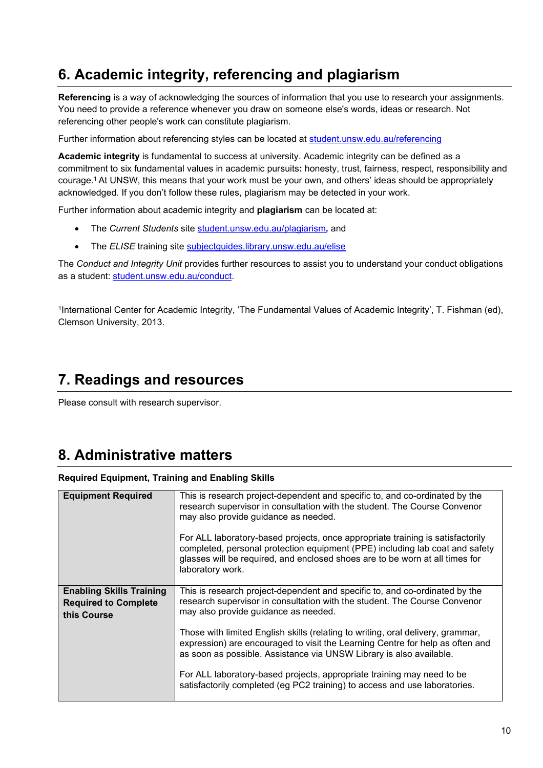# 6. Academic integrity, referencing and plagiarism

**Referencing** is a way of acknowledging the sources of information that you use to research your assignments. You need to provide a reference whenever you draw on someone else's words, ideas or research. Not referencing other people's work can constitute plagiarism.

Further information about referencing styles can be located at student.unsw.edu.au/referencing

**Academic integrity** is fundamental to success at university. Academic integrity can be defined as a commitment to six fundamental values in academic pursuits**:** honesty, trust, fairness, respect, responsibility and courage.[1] At UNSW, this means that your work must be your own, and others' ideas should be appropriately acknowledged. If you don't follow these rules, plagiarism may be detected in your work.

Further information about academic integrity and **plagiarism** can be located at:

- The *Current Students* site student.unsw.edu.au/plagiarism*,* and
- The *ELISE* training site subjectguides.library.unsw.edu.au/elise

The *Conduct and Integrity Unit* provides further resources to assist you to understand your conduct obligations as a student: student.unsw.edu.au/conduct.

[1]International Center for Academic Integrity, 'The Fundamental Values of Academic Integrity', T. Fishman (ed), Clemson University, 2013.

# 7. Readings and resources

Please consult with research supervisor.

# 8. Administrative matters

**Required Equipment, Training and Enabling Skills**

| | |
|---|---|
| **Equipment Required** | This is research project-dependent and specific to, and co-ordinated by the research supervisor in consultation with the student. The Course Convenor may also provide guidance as needed.<br><br>For ALL laboratory-based projects, once appropriate training is satisfactorily completed, personal protection equipment (PPE) including lab coat and safety glasses will be required, and enclosed shoes are to be worn at all times for laboratory work. |
| **Enabling Skills Training Required to Complete this Course** | This is research project-dependent and specific to, and co-ordinated by the research supervisor in consultation with the student. The Course Convenor may also provide guidance as needed.<br><br>Those with limited English skills (relating to writing, oral delivery, grammar, expression) are encouraged to visit the Learning Centre for help as often and as soon as possible. Assistance via UNSW Library is also available.<br><br>For ALL laboratory-based projects, appropriate training may need to be satisfactorily completed (eg PC2 training) to access and use laboratories. |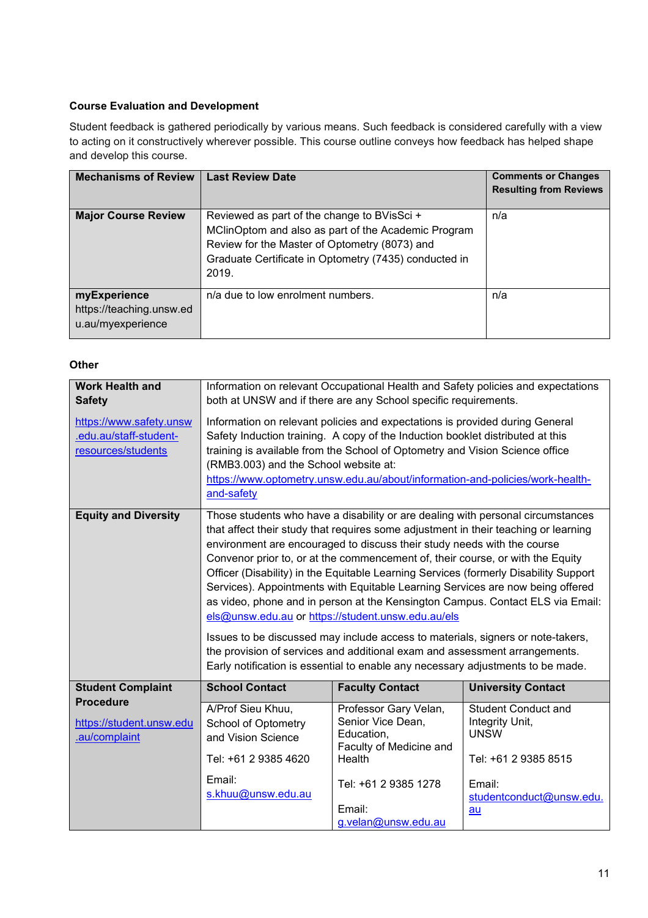**Course Evaluation and Development**

Student feedback is gathered periodically by various means. Such feedback is considered carefully with a view to acting on it constructively wherever possible. This course outline conveys how feedback has helped shape and develop this course.

| Mechanisms of Review | Last Review Date | Comments or Changes Resulting from Reviews |
|---|---|---|
| **Major Course Review** | Reviewed as part of the change to BVisSci + MClinOptom and also as part of the Academic Program Review for the Master of Optometry (8073) and Graduate Certificate in Optometry (7435) conducted in 2019. | n/a |
| **myExperience** https://teaching.unsw.edu.au/myexperience | n/a due to low enrolment numbers. | n/a |

**Other**

| | | | |
|---|---|---|---|
| **Work Health and Safety** [https://www.safety.unsw.edu.au/staff-student-resources/students](https://www.safety.unsw.edu.au/staff-student-resources/students) | Information on relevant Occupational Health and Safety policies and expectations both at UNSW and if there are any School specific requirements. Information on relevant policies and expectations is provided during General Safety Induction training. A copy of the Induction booklet distributed at this training is available from the School of Optometry and Vision Science office (RMB3.003) and the School website at: [https://www.optometry.unsw.edu.au/about/information-and-policies/work-health-and-safety](https://www.optometry.unsw.edu.au/about/information-and-policies/work-health-and-safety) | | |
| **Equity and Diversity** | Those students who have a disability or are dealing with personal circumstances that affect their study that requires some adjustment in their teaching or learning environment are encouraged to discuss their study needs with the course Convenor prior to, or at the commencement of, their course, or with the Equity Officer (Disability) in the Equitable Learning Services (formerly Disability Support Services). Appointments with Equitable Learning Services are now being offered as video, phone and in person at the Kensington Campus. Contact ELS via Email: [els@unsw.edu.au](mailto:els@unsw.edu.au) or [https://student.unsw.edu.au/els](https://student.unsw.edu.au/els) Issues to be discussed may include access to materials, signers or note-takers, the provision of services and additional exam and assessment arrangements. Early notification is essential to enable any necessary adjustments to be made. | | |
| **Student Complaint Procedure** [https://student.unsw.edu.au/complaint](https://student.unsw.edu.au/complaint) | **School Contact** | **Faculty Contact** | **University Contact** |
| | A/Prof Sieu Khuu, School of Optometry and Vision Science Tel: +61 2 9385 4620 Email: [s.khuu@unsw.edu.au](mailto:s.khuu@unsw.edu.au) | Professor Gary Velan, Senior Vice Dean, Education, Faculty of Medicine and Health Tel: +61 2 9385 1278 Email: [g.velan@unsw.edu.au](mailto:g.velan@unsw.edu.au) | Student Conduct and Integrity Unit, UNSW Tel: +61 2 9385 8515 Email: [studentconduct@unsw.edu.au](mailto:studentconduct@unsw.edu.au) |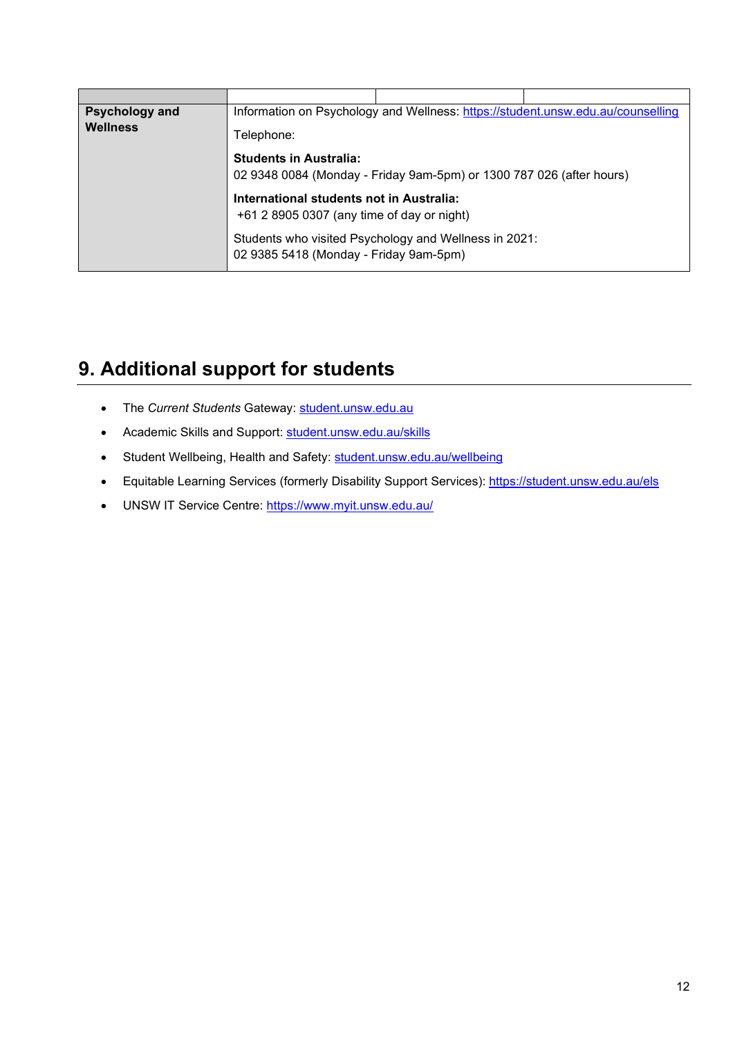| | |
|---|---|
| **Psychology and Wellness** | Information on Psychology and Wellness: https://student.unsw.edu.au/counselling<br><br>Telephone:<br><br>**Students in Australia:**<br>02 9348 0084 (Monday - Friday 9am-5pm) or 1300 787 026 (after hours)<br><br>**International students not in Australia:**<br>+61 2 8905 0307 (any time of day or night)<br><br>Students who visited Psychology and Wellness in 2021:<br>02 9385 5418 (Monday - Friday 9am-5pm) |

## 9. Additional support for students

- The *Current Students* Gateway: student.unsw.edu.au
- Academic Skills and Support: student.unsw.edu.au/skills
- Student Wellbeing, Health and Safety: student.unsw.edu.au/wellbeing
- Equitable Learning Services (formerly Disability Support Services): https://student.unsw.edu.au/els
- UNSW IT Service Centre: https://www.myit.unsw.edu.au/